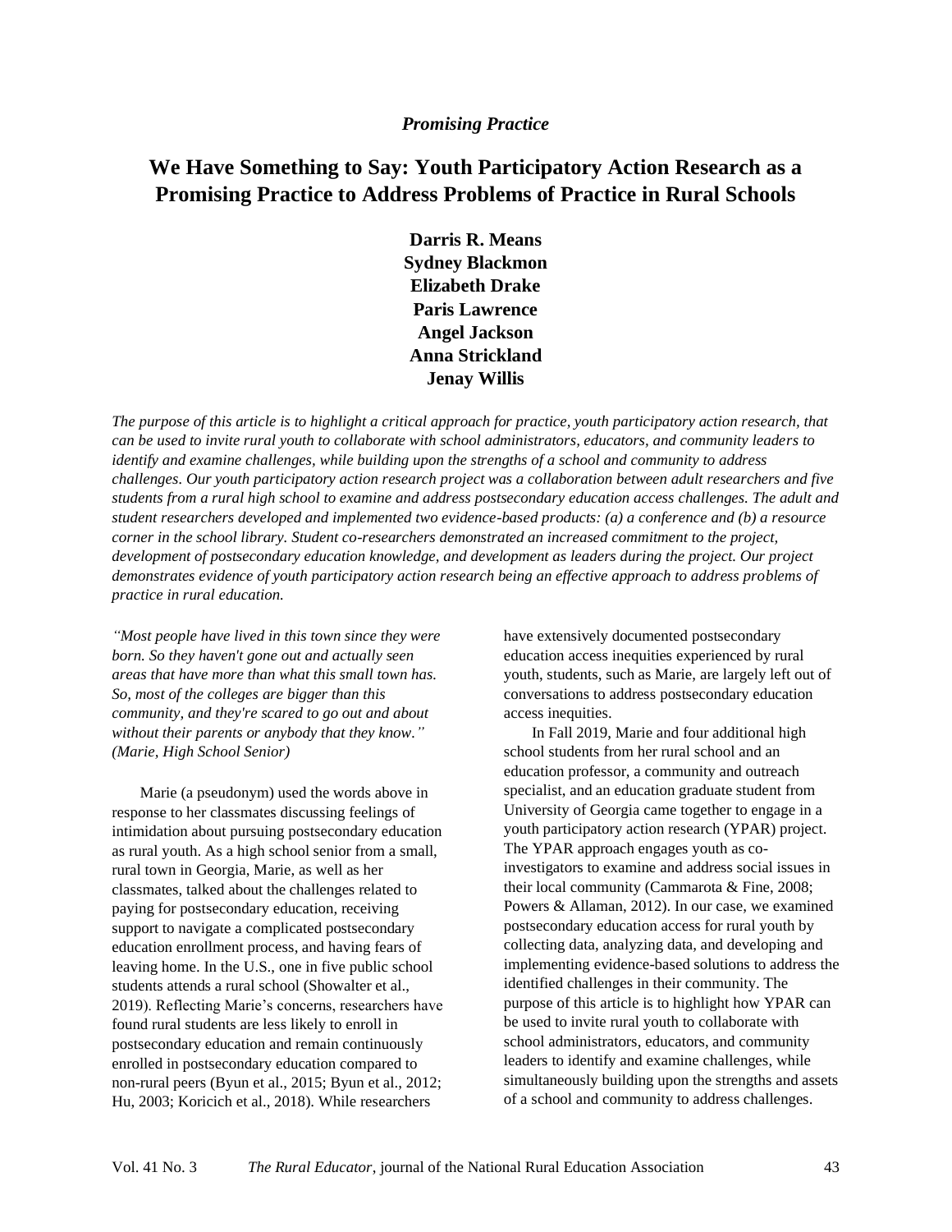*Promising Practice*

# We Have Something to Say: Youth Participatory Action Research as a Promising Practice to Address Problems of Practice in Rural Schools

**Darris R. Means**
**Sydney Blackmon**
**Elizabeth Drake**
**Paris Lawrence**
**Angel Jackson**
**Anna Strickland**
**Jenay Willis**

*The purpose of this article is to highlight a critical approach for practice, youth participatory action research, that can be used to invite rural youth to collaborate with school administrators, educators, and community leaders to identify and examine challenges, while building upon the strengths of a school and community to address challenges. Our youth participatory action research project was a collaboration between adult researchers and five students from a rural high school to examine and address postsecondary education access challenges. The adult and student researchers developed and implemented two evidence-based products: (a) a conference and (b) a resource corner in the school library. Student co-researchers demonstrated an increased commitment to the project, development of postsecondary education knowledge, and development as leaders during the project. Our project demonstrates evidence of youth participatory action research being an effective approach to address problems of practice in rural education.*

*"Most people have lived in this town since they were born. So they haven't gone out and actually seen areas that have more than what this small town has. So, most of the colleges are bigger than this community, and they're scared to go out and about without their parents or anybody that they know." (Marie, High School Senior)*

Marie (a pseudonym) used the words above in response to her classmates discussing feelings of intimidation about pursuing postsecondary education as rural youth. As a high school senior from a small, rural town in Georgia, Marie, as well as her classmates, talked about the challenges related to paying for postsecondary education, receiving support to navigate a complicated postsecondary education enrollment process, and having fears of leaving home. In the U.S., one in five public school students attends a rural school (Showalter et al., 2019). Reflecting Marie's concerns, researchers have found rural students are less likely to enroll in postsecondary education and remain continuously enrolled in postsecondary education compared to non-rural peers (Byun et al., 2015; Byun et al., 2012; Hu, 2003; Koricich et al., 2018). While researchers have extensively documented postsecondary education access inequities experienced by rural youth, students, such as Marie, are largely left out of conversations to address postsecondary education access inequities.

In Fall 2019, Marie and four additional high school students from her rural school and an education professor, a community and outreach specialist, and an education graduate student from University of Georgia came together to engage in a youth participatory action research (YPAR) project. The YPAR approach engages youth as co-investigators to examine and address social issues in their local community (Cammarota & Fine, 2008; Powers & Allaman, 2012). In our case, we examined postsecondary education access for rural youth by collecting data, analyzing data, and developing and implementing evidence-based solutions to address the identified challenges in their community. The purpose of this article is to highlight how YPAR can be used to invite rural youth to collaborate with school administrators, educators, and community leaders to identify and examine challenges, while simultaneously building upon the strengths and assets of a school and community to address challenges.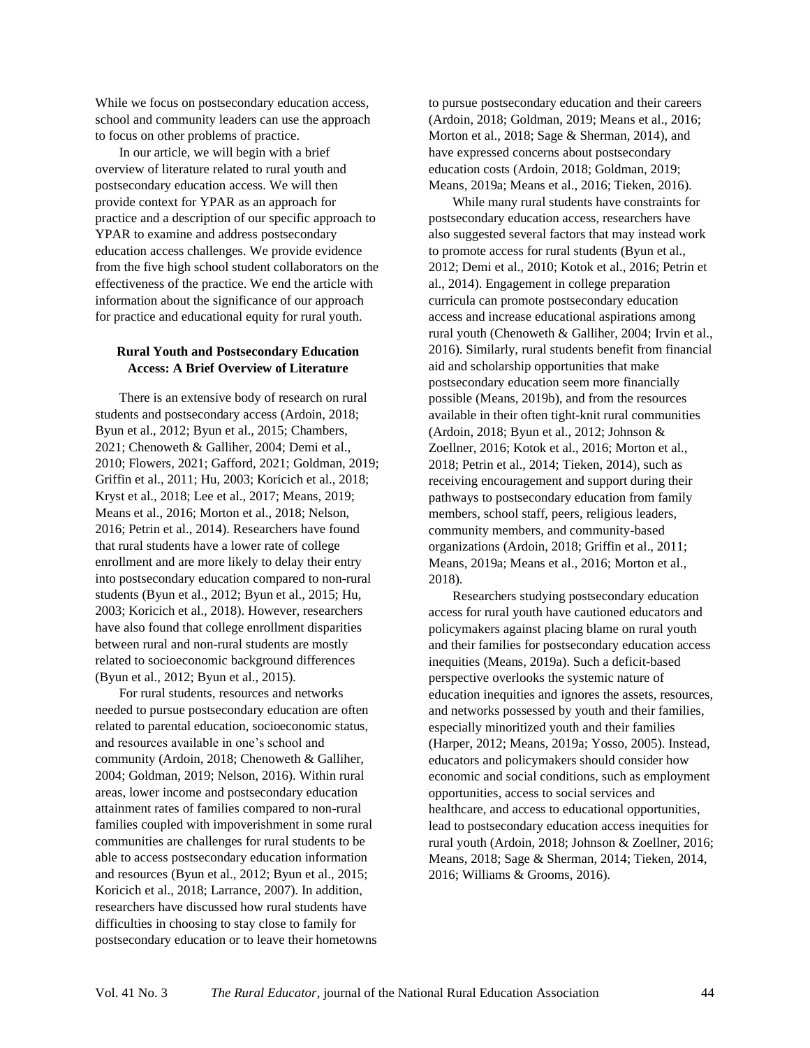While we focus on postsecondary education access, school and community leaders can use the approach to focus on other problems of practice.

In our article, we will begin with a brief overview of literature related to rural youth and postsecondary education access. We will then provide context for YPAR as an approach for practice and a description of our specific approach to YPAR to examine and address postsecondary education access challenges. We provide evidence from the five high school student collaborators on the effectiveness of the practice. We end the article with information about the significance of our approach for practice and educational equity for rural youth.

## Rural Youth and Postsecondary Education Access: A Brief Overview of Literature

There is an extensive body of research on rural students and postsecondary access (Ardoin, 2018; Byun et al., 2012; Byun et al., 2015; Chambers, 2021; Chenoweth & Galliher, 2004; Demi et al., 2010; Flowers, 2021; Gafford, 2021; Goldman, 2019; Griffin et al., 2011; Hu, 2003; Koricich et al., 2018; Kryst et al., 2018; Lee et al., 2017; Means, 2019; Means et al., 2016; Morton et al., 2018; Nelson, 2016; Petrin et al., 2014). Researchers have found that rural students have a lower rate of college enrollment and are more likely to delay their entry into postsecondary education compared to non-rural students (Byun et al., 2012; Byun et al., 2015; Hu, 2003; Koricich et al., 2018). However, researchers have also found that college enrollment disparities between rural and non-rural students are mostly related to socioeconomic background differences (Byun et al., 2012; Byun et al., 2015).

For rural students, resources and networks needed to pursue postsecondary education are often related to parental education, socioeconomic status, and resources available in one's school and community (Ardoin, 2018; Chenoweth & Galliher, 2004; Goldman, 2019; Nelson, 2016). Within rural areas, lower income and postsecondary education attainment rates of families compared to non-rural families coupled with impoverishment in some rural communities are challenges for rural students to be able to access postsecondary education information and resources (Byun et al., 2012; Byun et al., 2015; Koricich et al., 2018; Larrance, 2007). In addition, researchers have discussed how rural students have difficulties in choosing to stay close to family for postsecondary education or to leave their hometowns to pursue postsecondary education and their careers (Ardoin, 2018; Goldman, 2019; Means et al., 2016; Morton et al., 2018; Sage & Sherman, 2014), and have expressed concerns about postsecondary education costs (Ardoin, 2018; Goldman, 2019; Means, 2019a; Means et al., 2016; Tieken, 2016).

While many rural students have constraints for postsecondary education access, researchers have also suggested several factors that may instead work to promote access for rural students (Byun et al., 2012; Demi et al., 2010; Kotok et al., 2016; Petrin et al., 2014). Engagement in college preparation curricula can promote postsecondary education access and increase educational aspirations among rural youth (Chenoweth & Galliher, 2004; Irvin et al., 2016). Similarly, rural students benefit from financial aid and scholarship opportunities that make postsecondary education seem more financially possible (Means, 2019b), and from the resources available in their often tight-knit rural communities (Ardoin, 2018; Byun et al., 2012; Johnson & Zoellner, 2016; Kotok et al., 2016; Morton et al., 2018; Petrin et al., 2014; Tieken, 2014), such as receiving encouragement and support during their pathways to postsecondary education from family members, school staff, peers, religious leaders, community members, and community-based organizations (Ardoin, 2018; Griffin et al., 2011; Means, 2019a; Means et al., 2016; Morton et al., 2018).

Researchers studying postsecondary education access for rural youth have cautioned educators and policymakers against placing blame on rural youth and their families for postsecondary education access inequities (Means, 2019a). Such a deficit-based perspective overlooks the systemic nature of education inequities and ignores the assets, resources, and networks possessed by youth and their families, especially minoritized youth and their families (Harper, 2012; Means, 2019a; Yosso, 2005). Instead, educators and policymakers should consider how economic and social conditions, such as employment opportunities, access to social services and healthcare, and access to educational opportunities, lead to postsecondary education access inequities for rural youth (Ardoin, 2018; Johnson & Zoellner, 2016; Means, 2018; Sage & Sherman, 2014; Tieken, 2014, 2016; Williams & Grooms, 2016).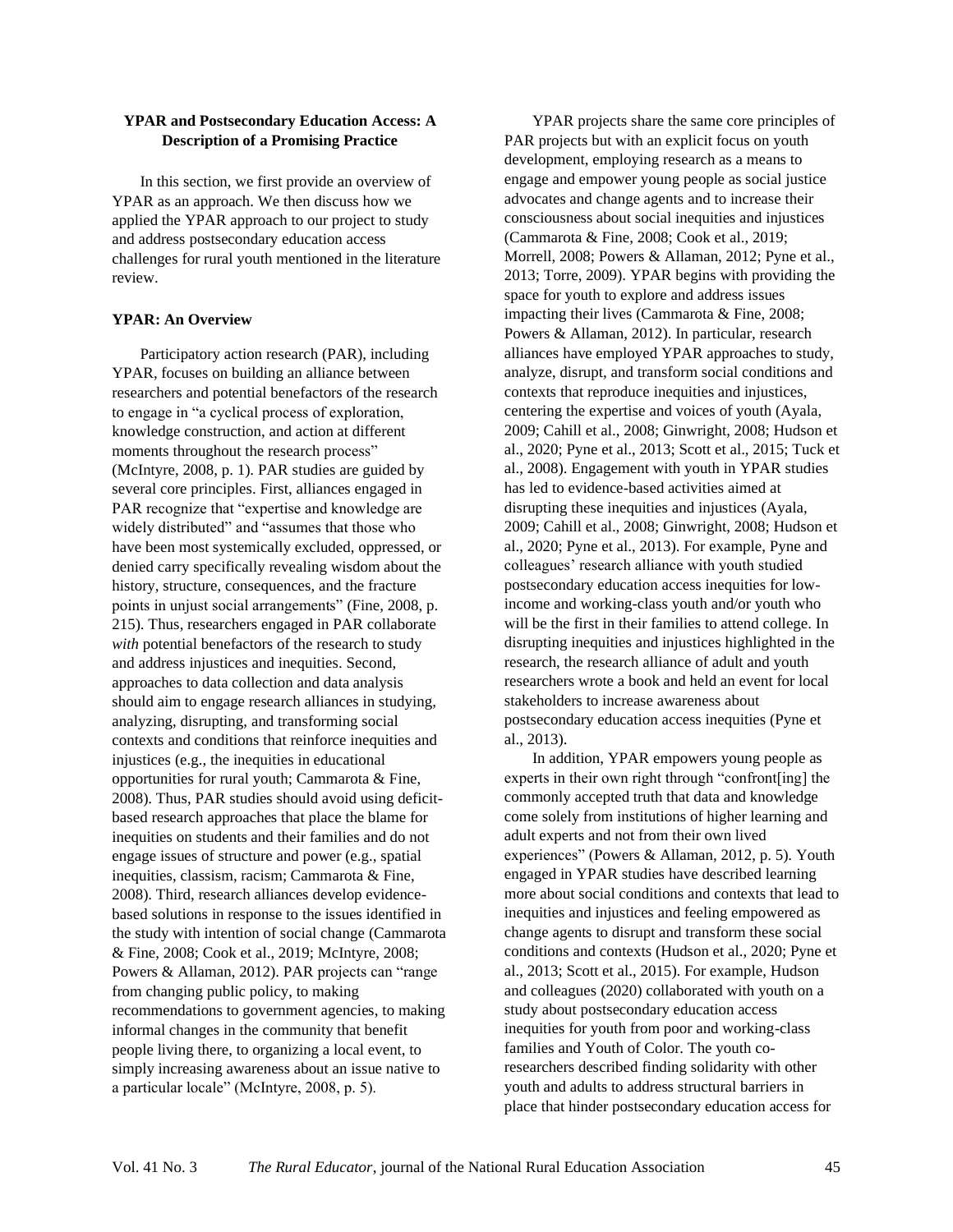### YPAR and Postsecondary Education Access: A Description of a Promising Practice

In this section, we first provide an overview of YPAR as an approach. We then discuss how we applied the YPAR approach to our project to study and address postsecondary education access challenges for rural youth mentioned in the literature review.

#### YPAR: An Overview

Participatory action research (PAR), including YPAR, focuses on building an alliance between researchers and potential benefactors of the research to engage in "a cyclical process of exploration, knowledge construction, and action at different moments throughout the research process" (McIntyre, 2008, p. 1). PAR studies are guided by several core principles. First, alliances engaged in PAR recognize that "expertise and knowledge are widely distributed" and "assumes that those who have been most systemically excluded, oppressed, or denied carry specifically revealing wisdom about the history, structure, consequences, and the fracture points in unjust social arrangements" (Fine, 2008, p. 215). Thus, researchers engaged in PAR collaborate *with* potential benefactors of the research to study and address injustices and inequities. Second, approaches to data collection and data analysis should aim to engage research alliances in studying, analyzing, disrupting, and transforming social contexts and conditions that reinforce inequities and injustices (e.g., the inequities in educational opportunities for rural youth; Cammarota & Fine, 2008). Thus, PAR studies should avoid using deficit-based research approaches that place the blame for inequities on students and their families and do not engage issues of structure and power (e.g., spatial inequities, classism, racism; Cammarota & Fine, 2008). Third, research alliances develop evidence-based solutions in response to the issues identified in the study with intention of social change (Cammarota & Fine, 2008; Cook et al., 2019; McIntyre, 2008; Powers & Allaman, 2012). PAR projects can "range from changing public policy, to making recommendations to government agencies, to making informal changes in the community that benefit people living there, to organizing a local event, to simply increasing awareness about an issue native to a particular locale" (McIntyre, 2008, p. 5).

YPAR projects share the same core principles of PAR projects but with an explicit focus on youth development, employing research as a means to engage and empower young people as social justice advocates and change agents and to increase their consciousness about social inequities and injustices (Cammarota & Fine, 2008; Cook et al., 2019; Morrell, 2008; Powers & Allaman, 2012; Pyne et al., 2013; Torre, 2009). YPAR begins with providing the space for youth to explore and address issues impacting their lives (Cammarota & Fine, 2008; Powers & Allaman, 2012). In particular, research alliances have employed YPAR approaches to study, analyze, disrupt, and transform social conditions and contexts that reproduce inequities and injustices, centering the expertise and voices of youth (Ayala, 2009; Cahill et al., 2008; Ginwright, 2008; Hudson et al., 2020; Pyne et al., 2013; Scott et al., 2015; Tuck et al., 2008). Engagement with youth in YPAR studies has led to evidence-based activities aimed at disrupting these inequities and injustices (Ayala, 2009; Cahill et al., 2008; Ginwright, 2008; Hudson et al., 2020; Pyne et al., 2013). For example, Pyne and colleagues' research alliance with youth studied postsecondary education access inequities for low-income and working-class youth and/or youth who will be the first in their families to attend college. In disrupting inequities and injustices highlighted in the research, the research alliance of adult and youth researchers wrote a book and held an event for local stakeholders to increase awareness about postsecondary education access inequities (Pyne et al., 2013).

In addition, YPAR empowers young people as experts in their own right through "confront[ing] the commonly accepted truth that data and knowledge come solely from institutions of higher learning and adult experts and not from their own lived experiences" (Powers & Allaman, 2012, p. 5). Youth engaged in YPAR studies have described learning more about social conditions and contexts that lead to inequities and injustices and feeling empowered as change agents to disrupt and transform these social conditions and contexts (Hudson et al., 2020; Pyne et al., 2013; Scott et al., 2015). For example, Hudson and colleagues (2020) collaborated with youth on a study about postsecondary education access inequities for youth from poor and working-class families and Youth of Color. The youth co-researchers described finding solidarity with other youth and adults to address structural barriers in place that hinder postsecondary education access for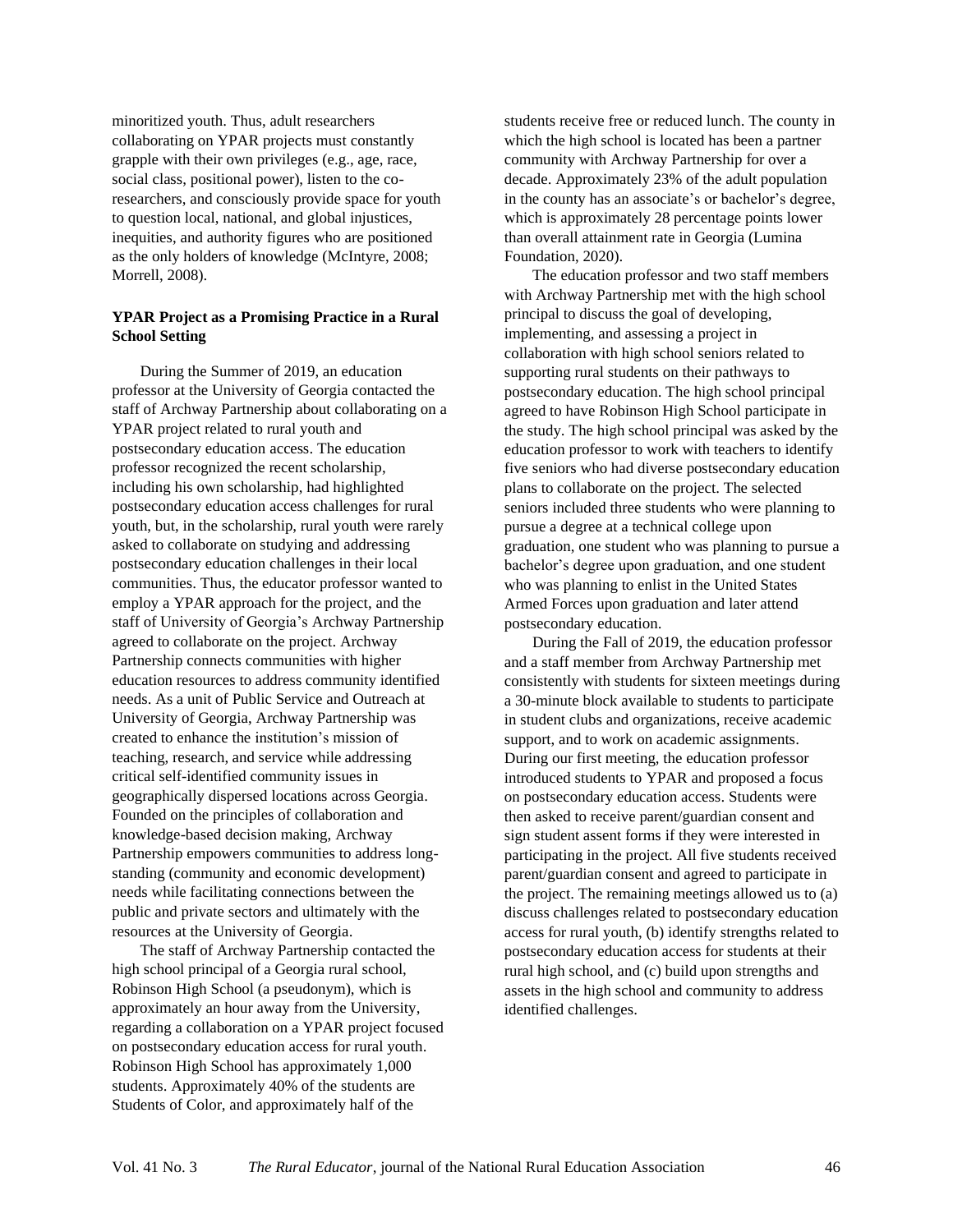minoritized youth. Thus, adult researchers collaborating on YPAR projects must constantly grapple with their own privileges (e.g., age, race, social class, positional power), listen to the co-researchers, and consciously provide space for youth to question local, national, and global injustices, inequities, and authority figures who are positioned as the only holders of knowledge (McIntyre, 2008; Morrell, 2008).

**YPAR Project as a Promising Practice in a Rural School Setting**

During the Summer of 2019, an education professor at the University of Georgia contacted the staff of Archway Partnership about collaborating on a YPAR project related to rural youth and postsecondary education access. The education professor recognized the recent scholarship, including his own scholarship, had highlighted postsecondary education access challenges for rural youth, but, in the scholarship, rural youth were rarely asked to collaborate on studying and addressing postsecondary education challenges in their local communities. Thus, the educator professor wanted to employ a YPAR approach for the project, and the staff of University of Georgia's Archway Partnership agreed to collaborate on the project. Archway Partnership connects communities with higher education resources to address community identified needs. As a unit of Public Service and Outreach at University of Georgia, Archway Partnership was created to enhance the institution's mission of teaching, research, and service while addressing critical self-identified community issues in geographically dispersed locations across Georgia. Founded on the principles of collaboration and knowledge-based decision making, Archway Partnership empowers communities to address long-standing (community and economic development) needs while facilitating connections between the public and private sectors and ultimately with the resources at the University of Georgia.

The staff of Archway Partnership contacted the high school principal of a Georgia rural school, Robinson High School (a pseudonym), which is approximately an hour away from the University, regarding a collaboration on a YPAR project focused on postsecondary education access for rural youth. Robinson High School has approximately 1,000 students. Approximately 40% of the students are Students of Color, and approximately half of the students receive free or reduced lunch. The county in which the high school is located has been a partner community with Archway Partnership for over a decade. Approximately 23% of the adult population in the county has an associate's or bachelor's degree, which is approximately 28 percentage points lower than overall attainment rate in Georgia (Lumina Foundation, 2020).

The education professor and two staff members with Archway Partnership met with the high school principal to discuss the goal of developing, implementing, and assessing a project in collaboration with high school seniors related to supporting rural students on their pathways to postsecondary education. The high school principal agreed to have Robinson High School participate in the study. The high school principal was asked by the education professor to work with teachers to identify five seniors who had diverse postsecondary education plans to collaborate on the project. The selected seniors included three students who were planning to pursue a degree at a technical college upon graduation, one student who was planning to pursue a bachelor's degree upon graduation, and one student who was planning to enlist in the United States Armed Forces upon graduation and later attend postsecondary education.

During the Fall of 2019, the education professor and a staff member from Archway Partnership met consistently with students for sixteen meetings during a 30-minute block available to students to participate in student clubs and organizations, receive academic support, and to work on academic assignments. During our first meeting, the education professor introduced students to YPAR and proposed a focus on postsecondary education access. Students were then asked to receive parent/guardian consent and sign student assent forms if they were interested in participating in the project. All five students received parent/guardian consent and agreed to participate in the project. The remaining meetings allowed us to (a) discuss challenges related to postsecondary education access for rural youth, (b) identify strengths related to postsecondary education access for students at their rural high school, and (c) build upon strengths and assets in the high school and community to address identified challenges.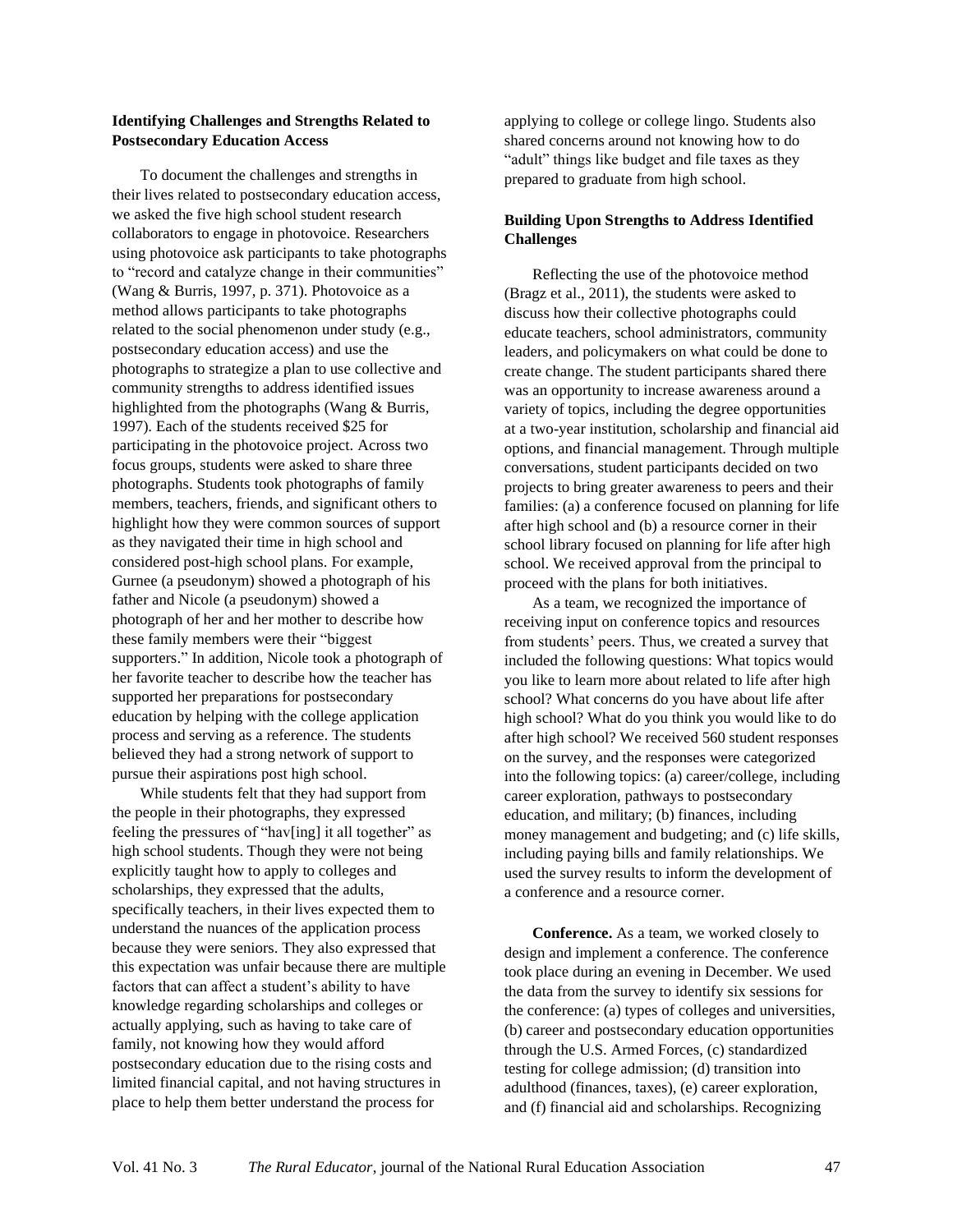### Identifying Challenges and Strengths Related to Postsecondary Education Access

To document the challenges and strengths in their lives related to postsecondary education access, we asked the five high school student research collaborators to engage in photovoice. Researchers using photovoice ask participants to take photographs to "record and catalyze change in their communities" (Wang & Burris, 1997, p. 371). Photovoice as a method allows participants to take photographs related to the social phenomenon under study (e.g., postsecondary education access) and use the photographs to strategize a plan to use collective and community strengths to address identified issues highlighted from the photographs (Wang & Burris, 1997). Each of the students received $25 for participating in the photovoice project. Across two focus groups, students were asked to share three photographs. Students took photographs of family members, teachers, friends, and significant others to highlight how they were common sources of support as they navigated their time in high school and considered post-high school plans. For example, Gurnee (a pseudonym) showed a photograph of his father and Nicole (a pseudonym) showed a photograph of her and her mother to describe how these family members were their "biggest supporters." In addition, Nicole took a photograph of her favorite teacher to describe how the teacher has supported her preparations for postsecondary education by helping with the college application process and serving as a reference. The students believed they had a strong network of support to pursue their aspirations post high school.

While students felt that they had support from the people in their photographs, they expressed feeling the pressures of "hav[ing] it all together" as high school students. Though they were not being explicitly taught how to apply to colleges and scholarships, they expressed that the adults, specifically teachers, in their lives expected them to understand the nuances of the application process because they were seniors. They also expressed that this expectation was unfair because there are multiple factors that can affect a student's ability to have knowledge regarding scholarships and colleges or actually applying, such as having to take care of family, not knowing how they would afford postsecondary education due to the rising costs and limited financial capital, and not having structures in place to help them better understand the process for applying to college or college lingo. Students also shared concerns around not knowing how to do "adult" things like budget and file taxes as they prepared to graduate from high school.

### Building Upon Strengths to Address Identified Challenges

Reflecting the use of the photovoice method (Bragz et al., 2011), the students were asked to discuss how their collective photographs could educate teachers, school administrators, community leaders, and policymakers on what could be done to create change. The student participants shared there was an opportunity to increase awareness around a variety of topics, including the degree opportunities at a two-year institution, scholarship and financial aid options, and financial management. Through multiple conversations, student participants decided on two projects to bring greater awareness to peers and their families: (a) a conference focused on planning for life after high school and (b) a resource corner in their school library focused on planning for life after high school. We received approval from the principal to proceed with the plans for both initiatives.

As a team, we recognized the importance of receiving input on conference topics and resources from students' peers. Thus, we created a survey that included the following questions: What topics would you like to learn more about related to life after high school? What concerns do you have about life after high school? What do you think you would like to do after high school? We received 560 student responses on the survey, and the responses were categorized into the following topics: (a) career/college, including career exploration, pathways to postsecondary education, and military; (b) finances, including money management and budgeting; and (c) life skills, including paying bills and family relationships. We used the survey results to inform the development of a conference and a resource corner.

**Conference.** As a team, we worked closely to design and implement a conference. The conference took place during an evening in December. We used the data from the survey to identify six sessions for the conference: (a) types of colleges and universities, (b) career and postsecondary education opportunities through the U.S. Armed Forces, (c) standardized testing for college admission; (d) transition into adulthood (finances, taxes), (e) career exploration, and (f) financial aid and scholarships. Recognizing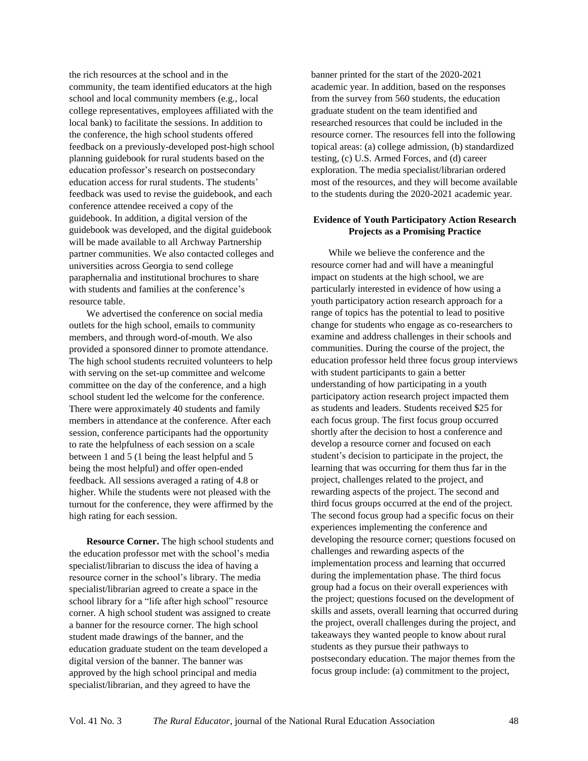the rich resources at the school and in the community, the team identified educators at the high school and local community members (e.g., local college representatives, employees affiliated with the local bank) to facilitate the sessions. In addition to the conference, the high school students offered feedback on a previously-developed post-high school planning guidebook for rural students based on the education professor's research on postsecondary education access for rural students. The students' feedback was used to revise the guidebook, and each conference attendee received a copy of the guidebook. In addition, a digital version of the guidebook was developed, and the digital guidebook will be made available to all Archway Partnership partner communities. We also contacted colleges and universities across Georgia to send college paraphernalia and institutional brochures to share with students and families at the conference's resource table.

We advertised the conference on social media outlets for the high school, emails to community members, and through word-of-mouth. We also provided a sponsored dinner to promote attendance. The high school students recruited volunteers to help with serving on the set-up committee and welcome committee on the day of the conference, and a high school student led the welcome for the conference. There were approximately 40 students and family members in attendance at the conference. After each session, conference participants had the opportunity to rate the helpfulness of each session on a scale between 1 and 5 (1 being the least helpful and 5 being the most helpful) and offer open-ended feedback. All sessions averaged a rating of 4.8 or higher. While the students were not pleased with the turnout for the conference, they were affirmed by the high rating for each session.

**Resource Corner.** The high school students and the education professor met with the school's media specialist/librarian to discuss the idea of having a resource corner in the school's library. The media specialist/librarian agreed to create a space in the school library for a "life after high school" resource corner. A high school student was assigned to create a banner for the resource corner. The high school student made drawings of the banner, and the education graduate student on the team developed a digital version of the banner. The banner was approved by the high school principal and media specialist/librarian, and they agreed to have the banner printed for the start of the 2020-2021 academic year. In addition, based on the responses from the survey from 560 students, the education graduate student on the team identified and researched resources that could be included in the resource corner. The resources fell into the following topical areas: (a) college admission, (b) standardized testing, (c) U.S. Armed Forces, and (d) career exploration. The media specialist/librarian ordered most of the resources, and they will become available to the students during the 2020-2021 academic year.

### Evidence of Youth Participatory Action Research Projects as a Promising Practice

While we believe the conference and the resource corner had and will have a meaningful impact on students at the high school, we are particularly interested in evidence of how using a youth participatory action research approach for a range of topics has the potential to lead to positive change for students who engage as co-researchers to examine and address challenges in their schools and communities. During the course of the project, the education professor held three focus group interviews with student participants to gain a better understanding of how participating in a youth participatory action research project impacted them as students and leaders. Students received $25 for each focus group. The first focus group occurred shortly after the decision to host a conference and develop a resource corner and focused on each student's decision to participate in the project, the learning that was occurring for them thus far in the project, challenges related to the project, and rewarding aspects of the project. The second and third focus groups occurred at the end of the project. The second focus group had a specific focus on their experiences implementing the conference and developing the resource corner; questions focused on challenges and rewarding aspects of the implementation process and learning that occurred during the implementation phase. The third focus group had a focus on their overall experiences with the project; questions focused on the development of skills and assets, overall learning that occurred during the project, overall challenges during the project, and takeaways they wanted people to know about rural students as they pursue their pathways to postsecondary education. The major themes from the focus group include: (a) commitment to the project,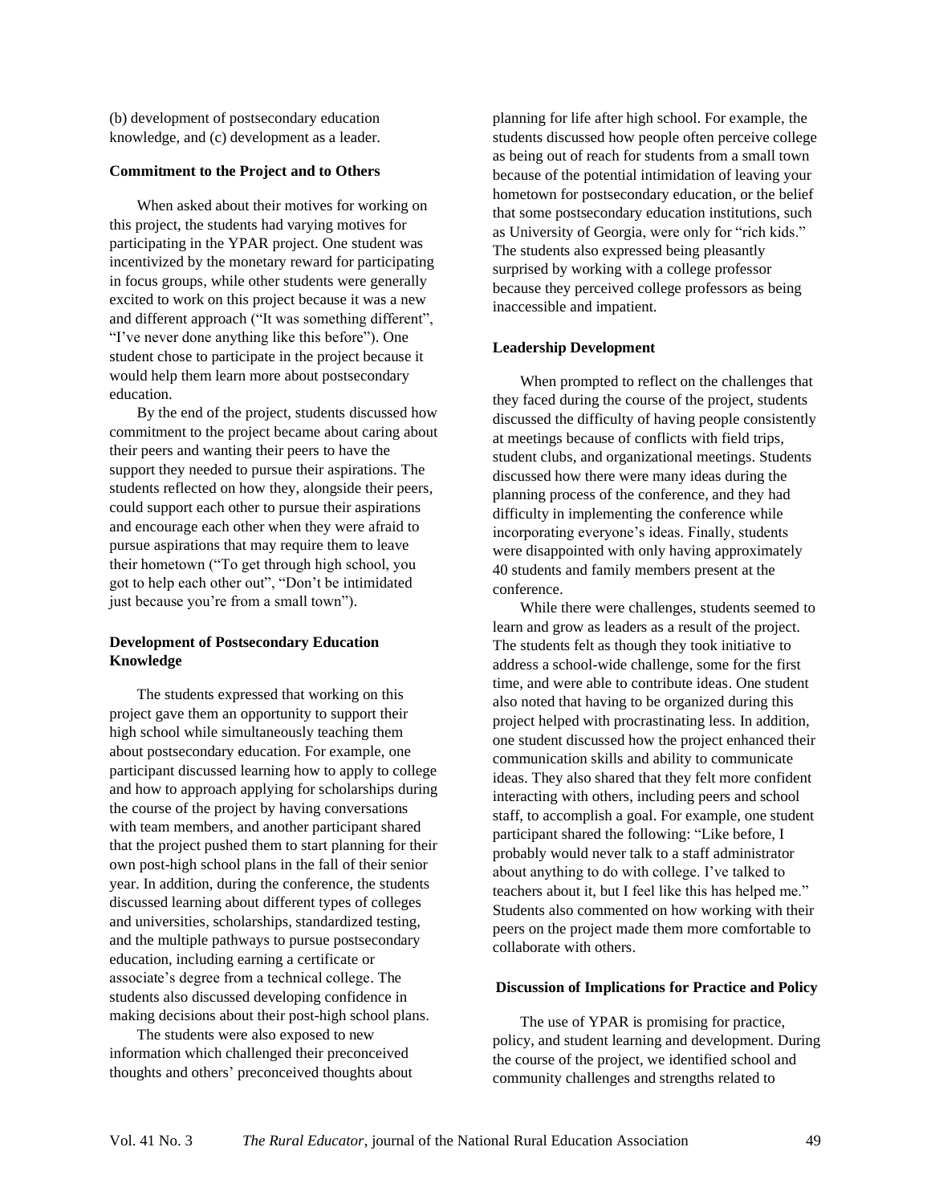(b) development of postsecondary education knowledge, and (c) development as a leader.

### Commitment to the Project and to Others

When asked about their motives for working on this project, the students had varying motives for participating in the YPAR project. One student was incentivized by the monetary reward for participating in focus groups, while other students were generally excited to work on this project because it was a new and different approach ("It was something different", "I've never done anything like this before"). One student chose to participate in the project because it would help them learn more about postsecondary education.

By the end of the project, students discussed how commitment to the project became about caring about their peers and wanting their peers to have the support they needed to pursue their aspirations. The students reflected on how they, alongside their peers, could support each other to pursue their aspirations and encourage each other when they were afraid to pursue aspirations that may require them to leave their hometown ("To get through high school, you got to help each other out", "Don't be intimidated just because you're from a small town").

### Development of Postsecondary Education Knowledge

The students expressed that working on this project gave them an opportunity to support their high school while simultaneously teaching them about postsecondary education. For example, one participant discussed learning how to apply to college and how to approach applying for scholarships during the course of the project by having conversations with team members, and another participant shared that the project pushed them to start planning for their own post-high school plans in the fall of their senior year. In addition, during the conference, the students discussed learning about different types of colleges and universities, scholarships, standardized testing, and the multiple pathways to pursue postsecondary education, including earning a certificate or associate's degree from a technical college. The students also discussed developing confidence in making decisions about their post-high school plans.

The students were also exposed to new information which challenged their preconceived thoughts and others' preconceived thoughts about planning for life after high school. For example, the students discussed how people often perceive college as being out of reach for students from a small town because of the potential intimidation of leaving your hometown for postsecondary education, or the belief that some postsecondary education institutions, such as University of Georgia, were only for "rich kids." The students also expressed being pleasantly surprised by working with a college professor because they perceived college professors as being inaccessible and impatient.

### Leadership Development

When prompted to reflect on the challenges that they faced during the course of the project, students discussed the difficulty of having people consistently at meetings because of conflicts with field trips, student clubs, and organizational meetings. Students discussed how there were many ideas during the planning process of the conference, and they had difficulty in implementing the conference while incorporating everyone's ideas. Finally, students were disappointed with only having approximately 40 students and family members present at the conference.

While there were challenges, students seemed to learn and grow as leaders as a result of the project. The students felt as though they took initiative to address a school-wide challenge, some for the first time, and were able to contribute ideas. One student also noted that having to be organized during this project helped with procrastinating less. In addition, one student discussed how the project enhanced their communication skills and ability to communicate ideas. They also shared that they felt more confident interacting with others, including peers and school staff, to accomplish a goal. For example, one student participant shared the following: "Like before, I probably would never talk to a staff administrator about anything to do with college. I've talked to teachers about it, but I feel like this has helped me." Students also commented on how working with their peers on the project made them more comfortable to collaborate with others.

## Discussion of Implications for Practice and Policy

The use of YPAR is promising for practice, policy, and student learning and development. During the course of the project, we identified school and community challenges and strengths related to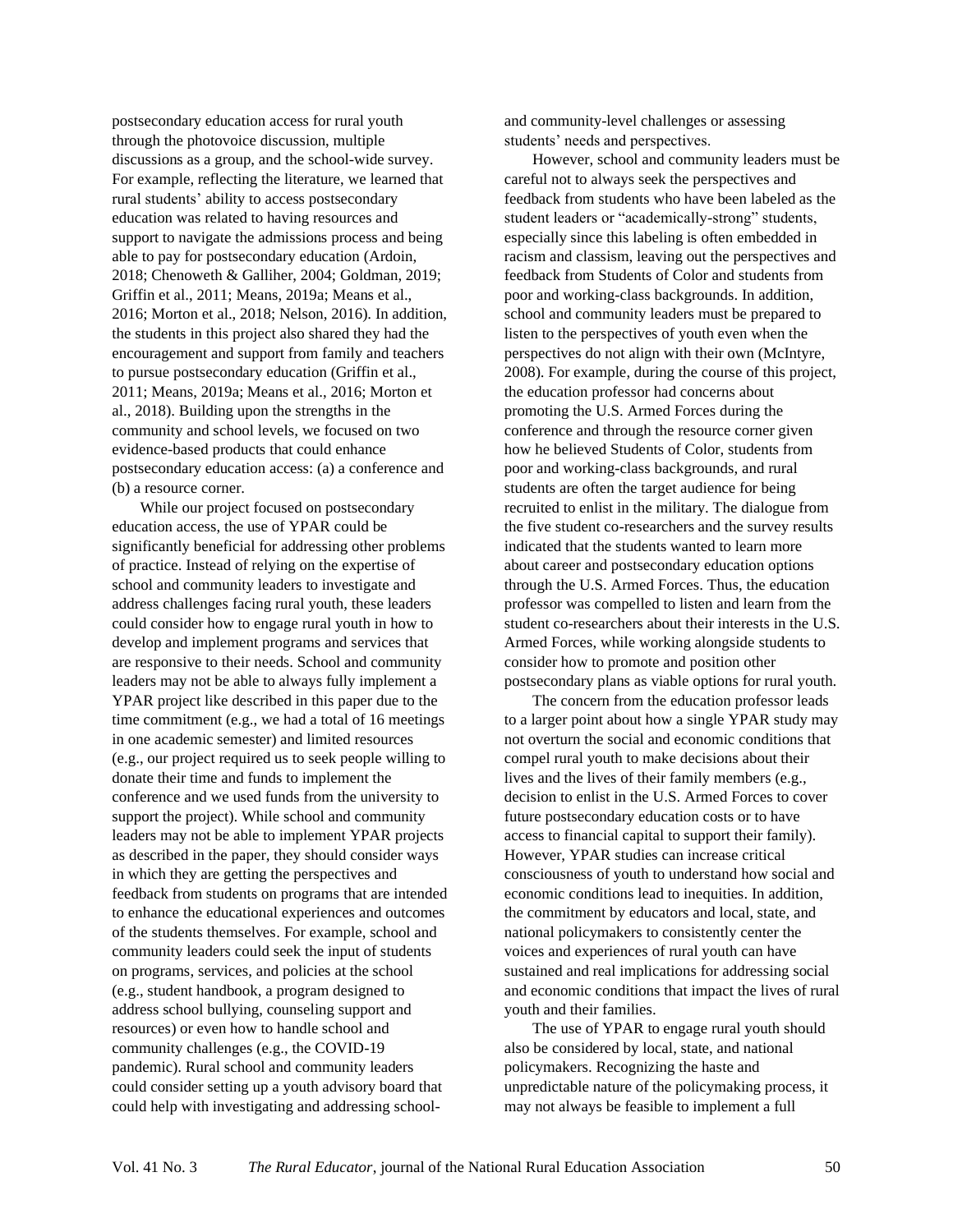postsecondary education access for rural youth through the photovoice discussion, multiple discussions as a group, and the school-wide survey. For example, reflecting the literature, we learned that rural students' ability to access postsecondary education was related to having resources and support to navigate the admissions process and being able to pay for postsecondary education (Ardoin, 2018; Chenoweth & Galliher, 2004; Goldman, 2019; Griffin et al., 2011; Means, 2019a; Means et al., 2016; Morton et al., 2018; Nelson, 2016). In addition, the students in this project also shared they had the encouragement and support from family and teachers to pursue postsecondary education (Griffin et al., 2011; Means, 2019a; Means et al., 2016; Morton et al., 2018). Building upon the strengths in the community and school levels, we focused on two evidence-based products that could enhance postsecondary education access: (a) a conference and (b) a resource corner.

While our project focused on postsecondary education access, the use of YPAR could be significantly beneficial for addressing other problems of practice. Instead of relying on the expertise of school and community leaders to investigate and address challenges facing rural youth, these leaders could consider how to engage rural youth in how to develop and implement programs and services that are responsive to their needs. School and community leaders may not be able to always fully implement a YPAR project like described in this paper due to the time commitment (e.g., we had a total of 16 meetings in one academic semester) and limited resources (e.g., our project required us to seek people willing to donate their time and funds to implement the conference and we used funds from the university to support the project). While school and community leaders may not be able to implement YPAR projects as described in the paper, they should consider ways in which they are getting the perspectives and feedback from students on programs that are intended to enhance the educational experiences and outcomes of the students themselves. For example, school and community leaders could seek the input of students on programs, services, and policies at the school (e.g., student handbook, a program designed to address school bullying, counseling support and resources) or even how to handle school and community challenges (e.g., the COVID-19 pandemic). Rural school and community leaders could consider setting up a youth advisory board that could help with investigating and addressing school- and community-level challenges or assessing students' needs and perspectives.

However, school and community leaders must be careful not to always seek the perspectives and feedback from students who have been labeled as the student leaders or "academically-strong" students, especially since this labeling is often embedded in racism and classism, leaving out the perspectives and feedback from Students of Color and students from poor and working-class backgrounds. In addition, school and community leaders must be prepared to listen to the perspectives of youth even when the perspectives do not align with their own (McIntyre, 2008). For example, during the course of this project, the education professor had concerns about promoting the U.S. Armed Forces during the conference and through the resource corner given how he believed Students of Color, students from poor and working-class backgrounds, and rural students are often the target audience for being recruited to enlist in the military. The dialogue from the five student co-researchers and the survey results indicated that the students wanted to learn more about career and postsecondary education options through the U.S. Armed Forces. Thus, the education professor was compelled to listen and learn from the student co-researchers about their interests in the U.S. Armed Forces, while working alongside students to consider how to promote and position other postsecondary plans as viable options for rural youth.

The concern from the education professor leads to a larger point about how a single YPAR study may not overturn the social and economic conditions that compel rural youth to make decisions about their lives and the lives of their family members (e.g., decision to enlist in the U.S. Armed Forces to cover future postsecondary education costs or to have access to financial capital to support their family). However, YPAR studies can increase critical consciousness of youth to understand how social and economic conditions lead to inequities. In addition, the commitment by educators and local, state, and national policymakers to consistently center the voices and experiences of rural youth can have sustained and real implications for addressing social and economic conditions that impact the lives of rural youth and their families.

The use of YPAR to engage rural youth should also be considered by local, state, and national policymakers. Recognizing the haste and unpredictable nature of the policymaking process, it may not always be feasible to implement a full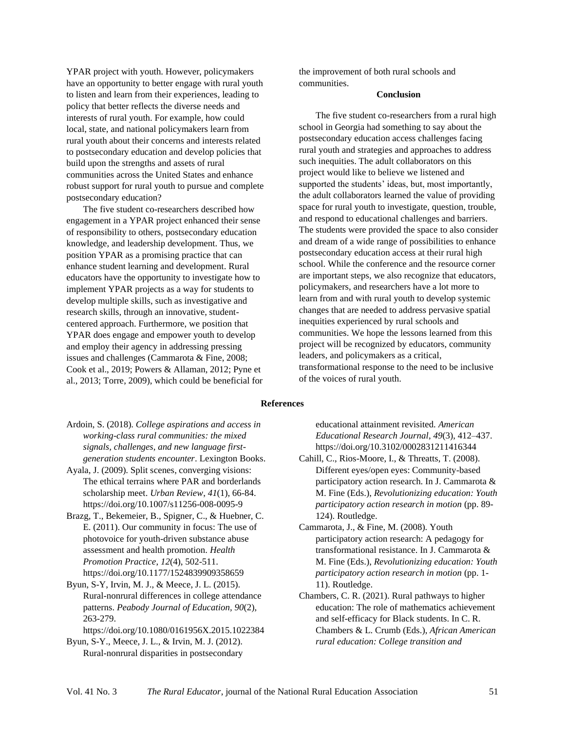YPAR project with youth. However, policymakers have an opportunity to better engage with rural youth to listen and learn from their experiences, leading to policy that better reflects the diverse needs and interests of rural youth. For example, how could local, state, and national policymakers learn from rural youth about their concerns and interests related to postsecondary education and develop policies that build upon the strengths and assets of rural communities across the United States and enhance robust support for rural youth to pursue and complete postsecondary education?

The five student co-researchers described how engagement in a YPAR project enhanced their sense of responsibility to others, postsecondary education knowledge, and leadership development. Thus, we position YPAR as a promising practice that can enhance student learning and development. Rural educators have the opportunity to investigate how to implement YPAR projects as a way for students to develop multiple skills, such as investigative and research skills, through an innovative, student-centered approach. Furthermore, we position that YPAR does engage and empower youth to develop and employ their agency in addressing pressing issues and challenges (Cammarota & Fine, 2008; Cook et al., 2019; Powers & Allaman, 2012; Pyne et al., 2013; Torre, 2009), which could be beneficial for the improvement of both rural schools and communities.

## Conclusion

The five student co-researchers from a rural high school in Georgia had something to say about the postsecondary education access challenges facing rural youth and strategies and approaches to address such inequities. The adult collaborators on this project would like to believe we listened and supported the students' ideas, but, most importantly, the adult collaborators learned the value of providing space for rural youth to investigate, question, trouble, and respond to educational challenges and barriers. The students were provided the space to also consider and dream of a wide range of possibilities to enhance postsecondary education access at their rural high school. While the conference and the resource corner are important steps, we also recognize that educators, policymakers, and researchers have a lot more to learn from and with rural youth to develop systemic changes that are needed to address pervasive spatial inequities experienced by rural schools and communities. We hope the lessons learned from this project will be recognized by educators, community leaders, and policymakers as a critical, transformational response to the need to be inclusive of the voices of rural youth.

## References

Ardoin, S. (2018). *College aspirations and access in working-class rural communities: the mixed signals, challenges, and new language first-generation students encounter*. Lexington Books.

Ayala, J. (2009). Split scenes, converging visions: The ethical terrains where PAR and borderlands scholarship meet. *Urban Review*, *41*(1), 66-84. https://doi.org/10.1007/s11256-008-0095-9

Brazg, T., Bekemeier, B., Spigner, C., & Huebner, C. E. (2011). Our community in focus: The use of photovoice for youth-driven substance abuse assessment and health promotion. *Health Promotion Practice*, *12*(4), 502-511. https://doi.org/10.1177/1524839909358659

Byun, S-Y, Irvin, M. J., & Meece, J. L. (2015). Rural-nonrural differences in college attendance patterns. *Peabody Journal of Education*, *90*(2), 263-279. https://doi.org/10.1080/0161956X.2015.1022384

Byun, S-Y., Meece, J. L., & Irvin, M. J. (2012). Rural-nonrural disparities in postsecondary educational attainment revisited. *American Educational Research Journal*, *49*(3), 412–437. https://doi.org/10.3102/0002831211416344

Cahill, C., Rios-Moore, I., & Threatts, T. (2008). Different eyes/open eyes: Community-based participatory action research. In J. Cammarota & M. Fine (Eds.), *Revolutionizing education: Youth participatory action research in motion* (pp. 89-124). Routledge.

Cammarota, J., & Fine, M. (2008). Youth participatory action research: A pedagogy for transformational resistance. In J. Cammarota & M. Fine (Eds.), *Revolutionizing education: Youth participatory action research in motion* (pp. 1-11). Routledge.

Chambers, C. R. (2021). Rural pathways to higher education: The role of mathematics achievement and self-efficacy for Black students. In C. R. Chambers & L. Crumb (Eds.), *African American rural education: College transition and*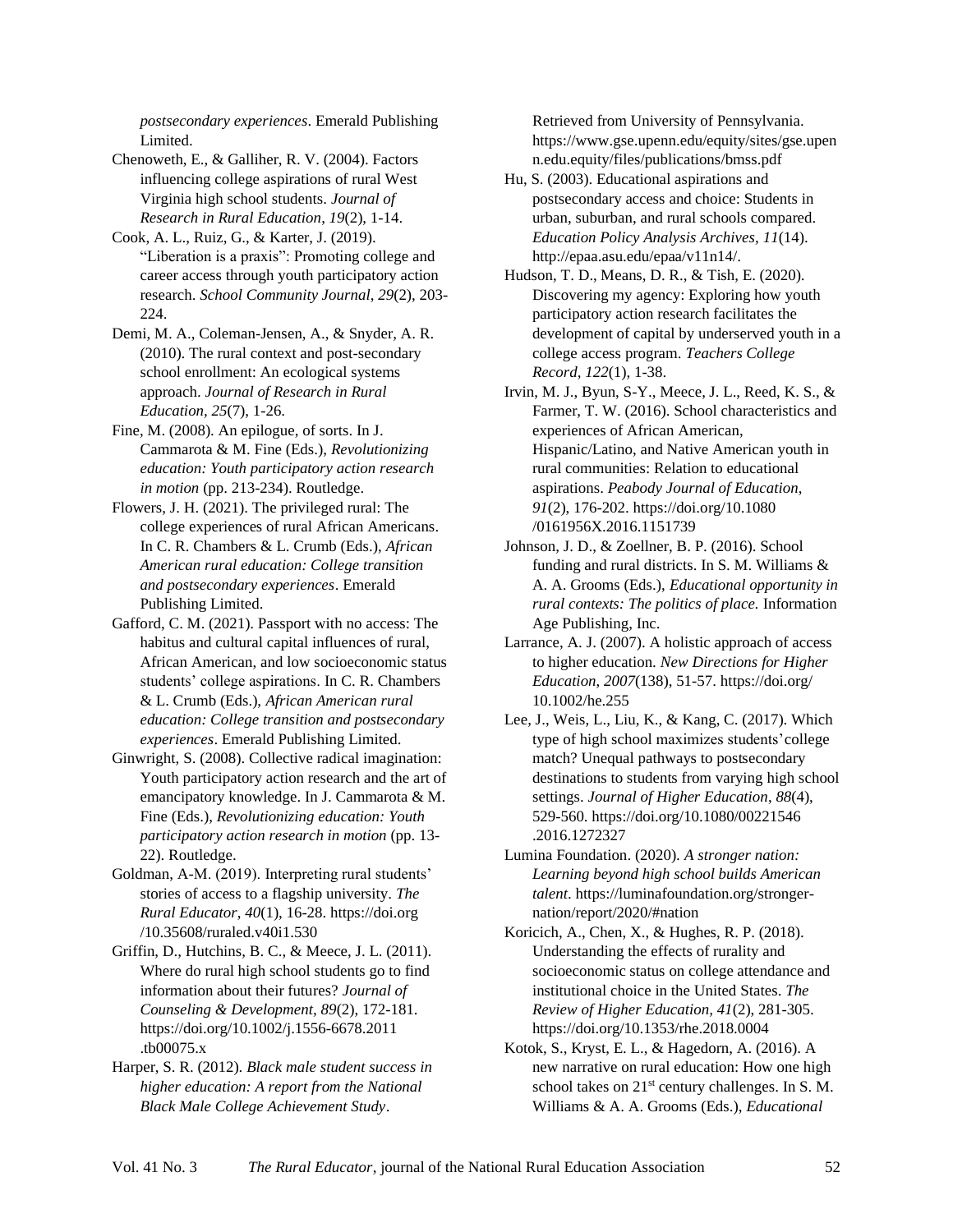*postsecondary experiences*. Emerald Publishing Limited.

Chenoweth, E., & Galliher, R. V. (2004). Factors influencing college aspirations of rural West Virginia high school students. *Journal of Research in Rural Education*, *19*(2), 1-14.

Cook, A. L., Ruiz, G., & Karter, J. (2019). "Liberation is a praxis": Promoting college and career access through youth participatory action research. *School Community Journal*, *29*(2), 203-224.

Demi, M. A., Coleman-Jensen, A., & Snyder, A. R. (2010). The rural context and post-secondary school enrollment: An ecological systems approach. *Journal of Research in Rural Education*, *25*(7), 1-26.

Fine, M. (2008). An epilogue, of sorts. In J. Cammarota & M. Fine (Eds.), *Revolutionizing education: Youth participatory action research in motion* (pp. 213-234). Routledge.

Flowers, J. H. (2021). The privileged rural: The college experiences of rural African Americans. In C. R. Chambers & L. Crumb (Eds.), *African American rural education: College transition and postsecondary experiences*. Emerald Publishing Limited.

Gafford, C. M. (2021). Passport with no access: The habitus and cultural capital influences of rural, African American, and low socioeconomic status students' college aspirations. In C. R. Chambers & L. Crumb (Eds.), *African American rural education: College transition and postsecondary experiences*. Emerald Publishing Limited.

Ginwright, S. (2008). Collective radical imagination: Youth participatory action research and the art of emancipatory knowledge. In J. Cammarota & M. Fine (Eds.), *Revolutionizing education: Youth participatory action research in motion* (pp. 13-22). Routledge.

Goldman, A-M. (2019). Interpreting rural students' stories of access to a flagship university. *The Rural Educator*, *40*(1), 16-28. https://doi.org/10.35608/ruraled.v40i1.530

Griffin, D., Hutchins, B. C., & Meece, J. L. (2011). Where do rural high school students go to find information about their futures? *Journal of Counseling & Development*, *89*(2), 172-181. https://doi.org/10.1002/j.1556-6678.2011.tb00075.x

Harper, S. R. (2012). *Black male student success in higher education: A report from the National Black Male College Achievement Study*. Retrieved from University of Pennsylvania. https://www.gse.upenn.edu/equity/sites/gse.upenn.edu.equity/files/publications/bmss.pdf

Hu, S. (2003). Educational aspirations and postsecondary access and choice: Students in urban, suburban, and rural schools compared. *Education Policy Analysis Archives*, *11*(14). http://epaa.asu.edu/epaa/v11n14/.

Hudson, T. D., Means, D. R., & Tish, E. (2020). Discovering my agency: Exploring how youth participatory action research facilitates the development of capital by underserved youth in a college access program. *Teachers College Record*, *122*(1), 1-38.

Irvin, M. J., Byun, S-Y., Meece, J. L., Reed, K. S., & Farmer, T. W. (2016). School characteristics and experiences of African American, Hispanic/Latino, and Native American youth in rural communities: Relation to educational aspirations. *Peabody Journal of Education*, *91*(2), 176-202. https://doi.org/10.1080/0161956X.2016.1151739

Johnson, J. D., & Zoellner, B. P. (2016). School funding and rural districts. In S. M. Williams & A. A. Grooms (Eds.), *Educational opportunity in rural contexts: The politics of place.* Information Age Publishing, Inc.

Larrance, A. J. (2007). A holistic approach of access to higher education. *New Directions for Higher Education*, *2007*(138), 51-57. https://doi.org/10.1002/he.255

Lee, J., Weis, L., Liu, K., & Kang, C. (2017). Which type of high school maximizes students' college match? Unequal pathways to postsecondary destinations to students from varying high school settings. *Journal of Higher Education*, *88*(4), 529-560. https://doi.org/10.1080/00221546.2016.1272327

Lumina Foundation. (2020). *A stronger nation: Learning beyond high school builds American talent*. https://luminafoundation.org/stronger-nation/report/2020/#nation

Koricich, A., Chen, X., & Hughes, R. P. (2018). Understanding the effects of rurality and socioeconomic status on college attendance and institutional choice in the United States. *The Review of Higher Education*, *41*(2), 281-305. https://doi.org/10.1353/rhe.2018.0004

Kotok, S., Kryst, E. L., & Hagedorn, A. (2016). A new narrative on rural education: How one high school takes on 21st century challenges. In S. M. Williams & A. A. Grooms (Eds.), *Educational*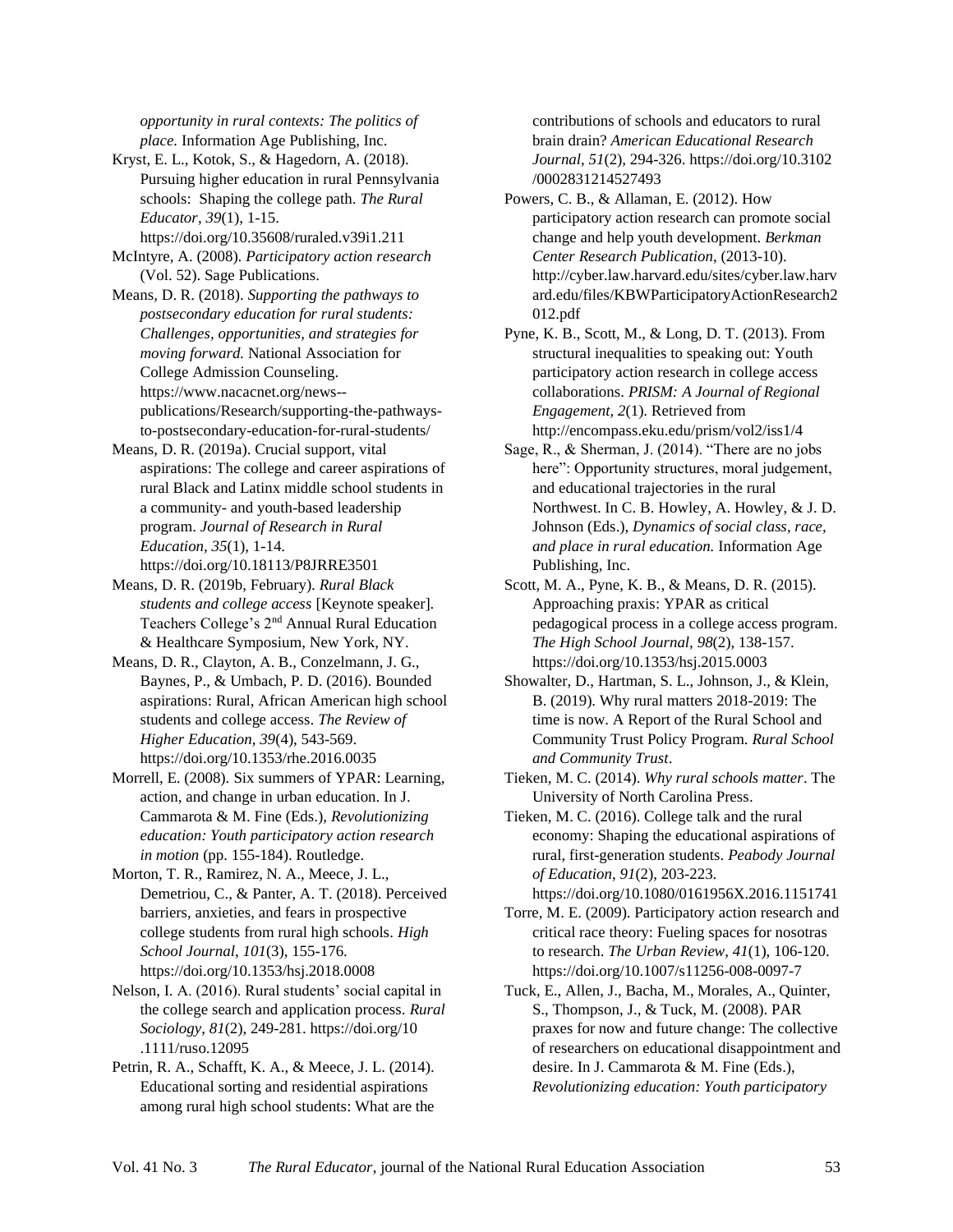*opportunity in rural contexts: The politics of place.* Information Age Publishing, Inc.

Kryst, E. L., Kotok, S., & Hagedorn, A. (2018). Pursuing higher education in rural Pennsylvania schools: Shaping the college path. *The Rural Educator*, *39*(1), 1-15. https://doi.org/10.35608/ruraled.v39i1.211

McIntyre, A. (2008). *Participatory action research* (Vol. 52). Sage Publications.

Means, D. R. (2018). *Supporting the pathways to postsecondary education for rural students: Challenges, opportunities, and strategies for moving forward.* National Association for College Admission Counseling. https://www.nacacnet.org/news--publications/Research/supporting-the-pathways-to-postsecondary-education-for-rural-students/

Means, D. R. (2019a). Crucial support, vital aspirations: The college and career aspirations of rural Black and Latinx middle school students in a community- and youth-based leadership program. *Journal of Research in Rural Education, 35*(1), 1-14. https://doi.org/10.18113/P8JRRE3501

Means, D. R. (2019b, February). *Rural Black students and college access* [Keynote speaker]. Teachers College's 2nd Annual Rural Education & Healthcare Symposium, New York, NY.

Means, D. R., Clayton, A. B., Conzelmann, J. G., Baynes, P., & Umbach, P. D. (2016). Bounded aspirations: Rural, African American high school students and college access. *The Review of Higher Education, 39*(4), 543-569. https://doi.org/10.1353/rhe.2016.0035

Morrell, E. (2008). Six summers of YPAR: Learning, action, and change in urban education. In J. Cammarota & M. Fine (Eds.), *Revolutionizing education: Youth participatory action research in motion* (pp. 155-184). Routledge.

Morton, T. R., Ramirez, N. A., Meece, J. L., Demetriou, C., & Panter, A. T. (2018). Perceived barriers, anxieties, and fears in prospective college students from rural high schools. *High School Journal*, *101*(3), 155-176. https://doi.org/10.1353/hsj.2018.0008

Nelson, I. A. (2016). Rural students' social capital in the college search and application process. *Rural Sociology, 81*(2), 249-281. https://doi.org/10.1111/ruso.12095

Petrin, R. A., Schafft, K. A., & Meece, J. L. (2014). Educational sorting and residential aspirations among rural high school students: What are the contributions of schools and educators to rural brain drain? *American Educational Research Journal, 51*(2), 294-326. https://doi.org/10.3102/0002831214527493

Powers, C. B., & Allaman, E. (2012). How participatory action research can promote social change and help youth development. *Berkman Center Research Publication*, (2013-10). http://cyber.law.harvard.edu/sites/cyber.law.harvard.edu/files/KBWParticipatoryActionResearch2012.pdf

Pyne, K. B., Scott, M., & Long, D. T. (2013). From structural inequalities to speaking out: Youth participatory action research in college access collaborations. *PRISM: A Journal of Regional Engagement, 2*(1). Retrieved from http://encompass.eku.edu/prism/vol2/iss1/4

Sage, R., & Sherman, J. (2014). "There are no jobs here": Opportunity structures, moral judgement, and educational trajectories in the rural Northwest. In C. B. Howley, A. Howley, & J. D. Johnson (Eds.), *Dynamics of social class, race, and place in rural education.* Information Age Publishing, Inc.

Scott, M. A., Pyne, K. B., & Means, D. R. (2015). Approaching praxis: YPAR as critical pedagogical process in a college access program. *The High School Journal, 98*(2), 138-157. https://doi.org/10.1353/hsj.2015.0003

Showalter, D., Hartman, S. L., Johnson, J., & Klein, B. (2019). Why rural matters 2018-2019: The time is now. A Report of the Rural School and Community Trust Policy Program. *Rural School and Community Trust*.

Tieken, M. C. (2014). *Why rural schools matter*. The University of North Carolina Press.

Tieken, M. C. (2016). College talk and the rural economy: Shaping the educational aspirations of rural, first-generation students. *Peabody Journal of Education*, *91*(2), 203-223. https://doi.org/10.1080/0161956X.2016.1151741

Torre, M. E. (2009). Participatory action research and critical race theory: Fueling spaces for nosotras to research. *The Urban Review*, *41*(1), 106-120. https://doi.org/10.1007/s11256-008-0097-7

Tuck, E., Allen, J., Bacha, M., Morales, A., Quinter, S., Thompson, J., & Tuck, M. (2008). PAR praxes for now and future change: The collective of researchers on educational disappointment and desire. In J. Cammarota & M. Fine (Eds.), *Revolutionizing education: Youth participatory*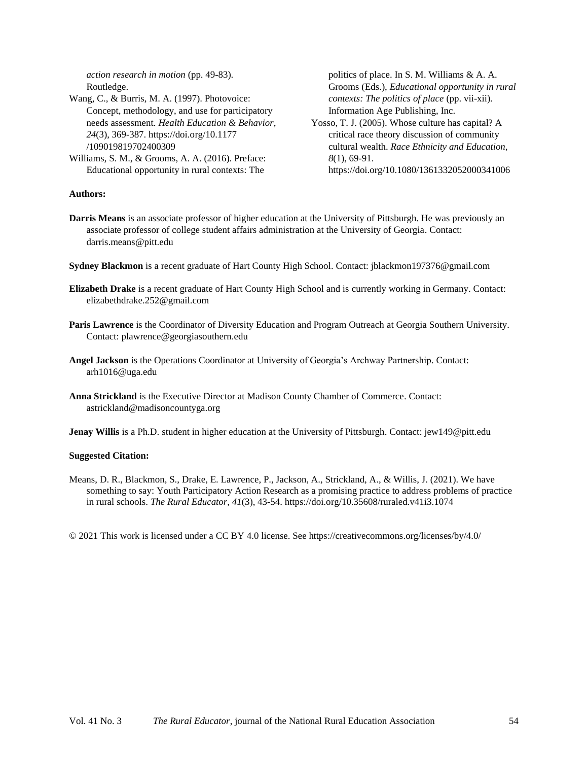*action research in motion* (pp. 49-83). Routledge.

Wang, C., & Burris, M. A. (1997). Photovoice: Concept, methodology, and use for participatory needs assessment. *Health Education & Behavior, 24*(3), 369-387. https://doi.org/10.1177/109019819702400309

Williams, S. M., & Grooms, A. A. (2016). Preface: Educational opportunity in rural contexts: The politics of place. In S. M. Williams & A. A. Grooms (Eds.), *Educational opportunity in rural contexts: The politics of place* (pp. vii-xii). Information Age Publishing, Inc.

Yosso, T. J. (2005). Whose culture has capital? A critical race theory discussion of community cultural wealth. *Race Ethnicity and Education, 8*(1), 69-91. https://doi.org/10.1080/1361332052000341006

**Authors:**

**Darris Means** is an associate professor of higher education at the University of Pittsburgh. He was previously an associate professor of college student affairs administration at the University of Georgia. Contact: darris.means@pitt.edu

**Sydney Blackmon** is a recent graduate of Hart County High School. Contact: jblackmon197376@gmail.com

**Elizabeth Drake** is a recent graduate of Hart County High School and is currently working in Germany. Contact: elizabethdrake.252@gmail.com

**Paris Lawrence** is the Coordinator of Diversity Education and Program Outreach at Georgia Southern University. Contact: plawrence@georgiasouthern.edu

**Angel Jackson** is the Operations Coordinator at University of Georgia's Archway Partnership. Contact: arh1016@uga.edu

**Anna Strickland** is the Executive Director at Madison County Chamber of Commerce. Contact: astrickland@madisoncountyga.org

**Jenay Willis** is a Ph.D. student in higher education at the University of Pittsburgh. Contact: jew149@pitt.edu

**Suggested Citation:**

Means, D. R., Blackmon, S., Drake, E. Lawrence, P., Jackson, A., Strickland, A., & Willis, J. (2021). We have something to say: Youth Participatory Action Research as a promising practice to address problems of practice in rural schools. *The Rural Educator, 41*(3), 43-54. https://doi.org/10.35608/ruraled.v41i3.1074

© 2021 This work is licensed under a CC BY 4.0 license. See https://creativecommons.org/licenses/by/4.0/